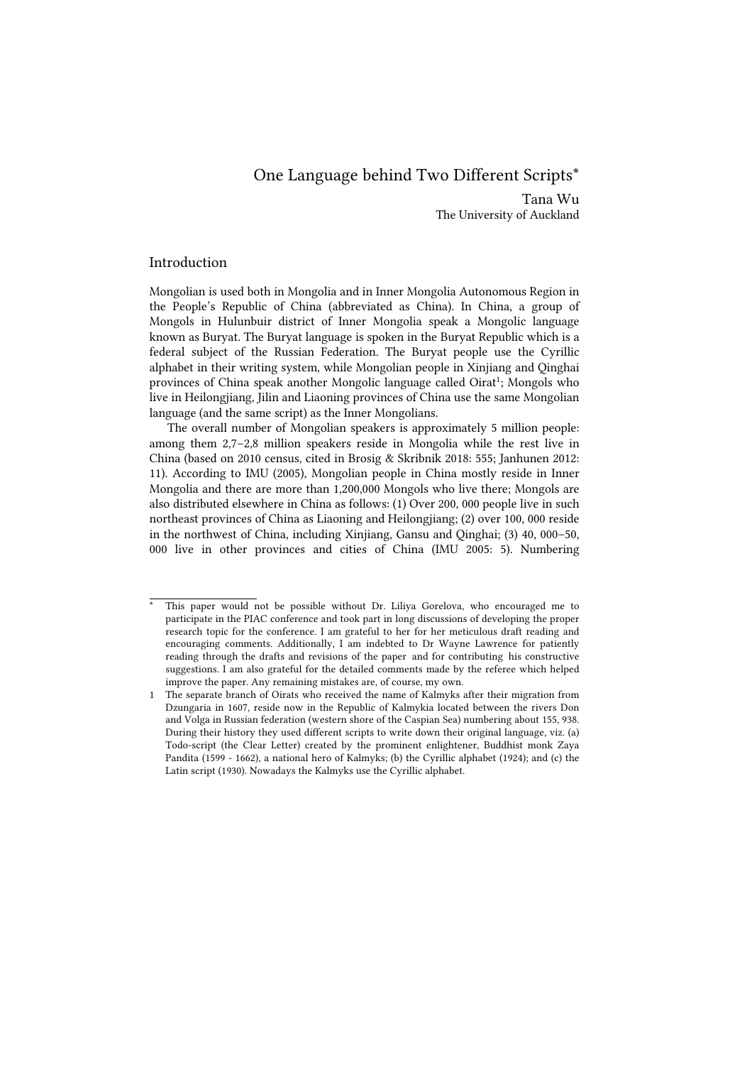# One Language behind Two Different Scripts*

Tana Wu
The University of Auckland

## Introduction

Mongolian is used both in Mongolia and in Inner Mongolia Autonomous Region in the People's Republic of China (abbreviated as China). In China, a group of Mongols in Hulunbuir district of Inner Mongolia speak a Mongolic language known as Buryat. The Buryat language is spoken in the Buryat Republic which is a federal subject of the Russian Federation. The Buryat people use the Cyrillic alphabet in their writing system, while Mongolian people in Xinjiang and Qinghai provinces of China speak another Mongolic language called Oirat[1]; Mongols who live in Heilongjiang, Jilin and Liaoning provinces of China use the same Mongolian language (and the same script) as the Inner Mongolians.

The overall number of Mongolian speakers is approximately 5 million people: among them 2,7–2,8 million speakers reside in Mongolia while the rest live in China (based on 2010 census, cited in Brosig & Skribnik 2018: 555; Janhunen 2012: 11). According to IMU (2005), Mongolian people in China mostly reside in Inner Mongolia and there are more than 1,200,000 Mongols who live there; Mongols are also distributed elsewhere in China as follows: (1) Over 200, 000 people live in such northeast provinces of China as Liaoning and Heilongjiang; (2) over 100, 000 reside in the northwest of China, including Xinjiang, Gansu and Qinghai; (3) 40, 000–50, 000 live in other provinces and cities of China (IMU 2005: 5). Numbering

---

* This paper would not be possible without Dr. Liliya Gorelova, who encouraged me to participate in the PIAC conference and took part in long discussions of developing the proper research topic for the conference. I am grateful to her for her meticulous draft reading and encouraging comments. Additionally, I am indebted to Dr Wayne Lawrence for patiently reading through the drafts and revisions of the paper and for contributing his constructive suggestions. I am also grateful for the detailed comments made by the referee which helped improve the paper. Any remaining mistakes are, of course, my own.

1 The separate branch of Oirats who received the name of Kalmyks after their migration from Dzungaria in 1607, reside now in the Republic of Kalmykia located between the rivers Don and Volga in Russian federation (western shore of the Caspian Sea) numbering about 155, 938. During their history they used different scripts to write down their original language, viz. (a) Todo-script (the Clear Letter) created by the prominent enlightener, Buddhist monk Zaya Pandita (1599 - 1662), a national hero of Kalmyks; (b) the Cyrillic alphabet (1924); and (c) the Latin script (1930). Nowadays the Kalmyks use the Cyrillic alphabet.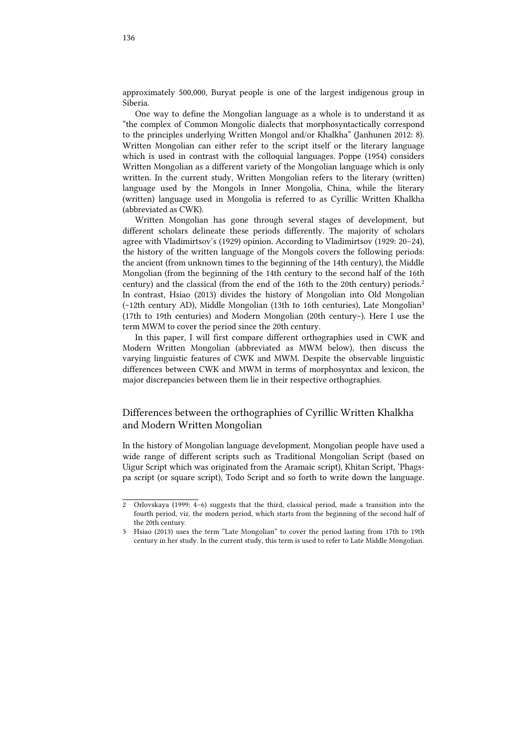approximately 500,000, Buryat people is one of the largest indigenous group in Siberia.

One way to define the Mongolian language as a whole is to understand it as "the complex of Common Mongolic dialects that morphosyntactically correspond to the principles underlying Written Mongol and/or Khalkha" (Janhunen 2012: 8). Written Mongolian can either refer to the script itself or the literary language which is used in contrast with the colloquial languages. Poppe (1954) considers Written Mongolian as a different variety of the Mongolian language which is only written. In the current study, Written Mongolian refers to the literary (written) language used by the Mongols in Inner Mongolia, China, while the literary (written) language used in Mongolia is referred to as Cyrillic Written Khalkha (abbreviated as CWK).

Written Mongolian has gone through several stages of development, but different scholars delineate these periods differently. The majority of scholars agree with Vladimirtsov's (1929) opinion. According to Vladimirtsov (1929: 20–24), the history of the written language of the Mongols covers the following periods: the ancient (from unknown times to the beginning of the 14th century), the Middle Mongolian (from the beginning of the 14th century to the second half of the 16th century) and the classical (from the end of the 16th to the 20th century) periods.[2] In contrast, Hsiao (2013) divides the history of Mongolian into Old Mongolian (~12th century AD), Middle Mongolian (13th to 16th centuries), Late Mongolian[3] (17th to 19th centuries) and Modern Mongolian (20th century~). Here I use the term MWM to cover the period since the 20th century.

In this paper, I will first compare different orthographies used in CWK and Modern Written Mongolian (abbreviated as MWM below), then discuss the varying linguistic features of CWK and MWM. Despite the observable linguistic differences between CWK and MWM in terms of morphosyntax and lexicon, the major discrepancies between them lie in their respective orthographies.

## Differences between the orthographies of Cyrillic Written Khalkha and Modern Written Mongolian

In the history of Mongolian language development, Mongolian people have used a wide range of different scripts such as Traditional Mongolian Script (based on Uigur Script which was originated from the Aramaic script), Khitan Script, 'Phags-pa script (or square script), Todo Script and so forth to write down the language.

---

2 Orlovskaya (1999: 4–6) suggests that the third, classical period, made a transition into the fourth period, viz. the modern period, which starts from the beginning of the second half of the 20th century.

3 Hsiao (2013) uses the term "Late Mongolian" to cover the period lasting from 17th to 19th century in her study. In the current study, this term is used to refer to Late Middle Mongolian.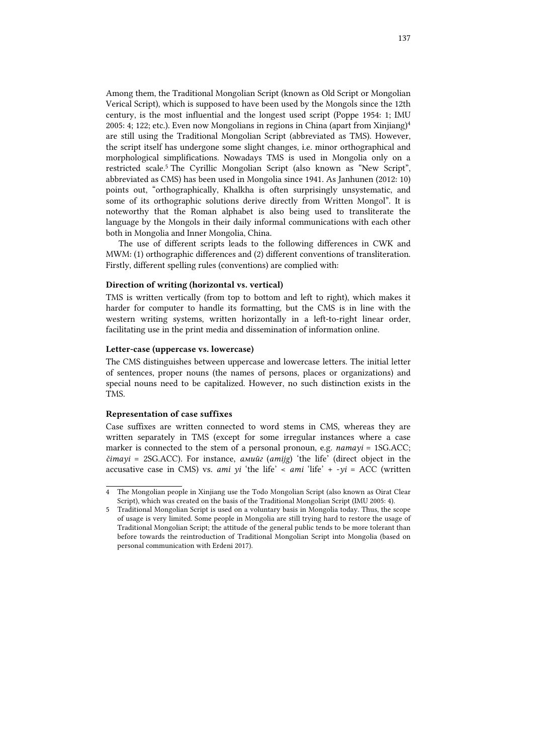Among them, the Traditional Mongolian Script (known as Old Script or Mongolian Verical Script), which is supposed to have been used by the Mongols since the 12th century, is the most influential and the longest used script (Poppe 1954: 1; IMU 2005: 4; 122; etc.). Even now Mongolians in regions in China (apart from Xinjiang)[4] are still using the Traditional Mongolian Script (abbreviated as TMS). However, the script itself has undergone some slight changes, i.e. minor orthographical and morphological simplifications. Nowadays TMS is used in Mongolia only on a restricted scale.[5] The Cyrillic Mongolian Script (also known as "New Script", abbreviated as CMS) has been used in Mongolia since 1941. As Janhunen (2012: 10) points out, "orthographically, Khalkha is often surprisingly unsystematic, and some of its orthographic solutions derive directly from Written Mongol". It is noteworthy that the Roman alphabet is also being used to transliterate the language by the Mongols in their daily informal communications with each other both in Mongolia and Inner Mongolia, China.

The use of different scripts leads to the following differences in CWK and MWM: (1) orthographic differences and (2) different conventions of transliteration. Firstly, different spelling rules (conventions) are complied with:

**Direction of writing (horizontal vs. vertical)**

TMS is written vertically (from top to bottom and left to right), which makes it harder for computer to handle its formatting, but the CMS is in line with the western writing systems, written horizontally in a left-to-right linear order, facilitating use in the print media and dissemination of information online.

**Letter-case (uppercase vs. lowercase)**

The CMS distinguishes between uppercase and lowercase letters. The initial letter of sentences, proper nouns (the names of persons, places or organizations) and special nouns need to be capitalized. However, no such distinction exists in the TMS.

**Representation of case suffixes**

Case suffixes are written connected to word stems in CMS, whereas they are written separately in TMS (except for some irregular instances where a case marker is connected to the stem of a personal pronoun, e.g. *namayi* = 1SG.ACC; *čimayi* = 2SG.ACC). For instance, *амийг* (*amijg*) 'the life' (direct object in the accusative case in CMS) vs. *ami yi* 'the life' < *ami* 'life' + *-yi* = ACC (written

---

4 The Mongolian people in Xinjiang use the Todo Mongolian Script (also known as Oirat Clear Script), which was created on the basis of the Traditional Mongolian Script (IMU 2005: 4).

5 Traditional Mongolian Script is used on a voluntary basis in Mongolia today. Thus, the scope of usage is very limited. Some people in Mongolia are still trying hard to restore the usage of Traditional Mongolian Script; the attitude of the general public tends to be more tolerant than before towards the reintroduction of Traditional Mongolian Script into Mongolia (based on personal communication with Erdeni 2017).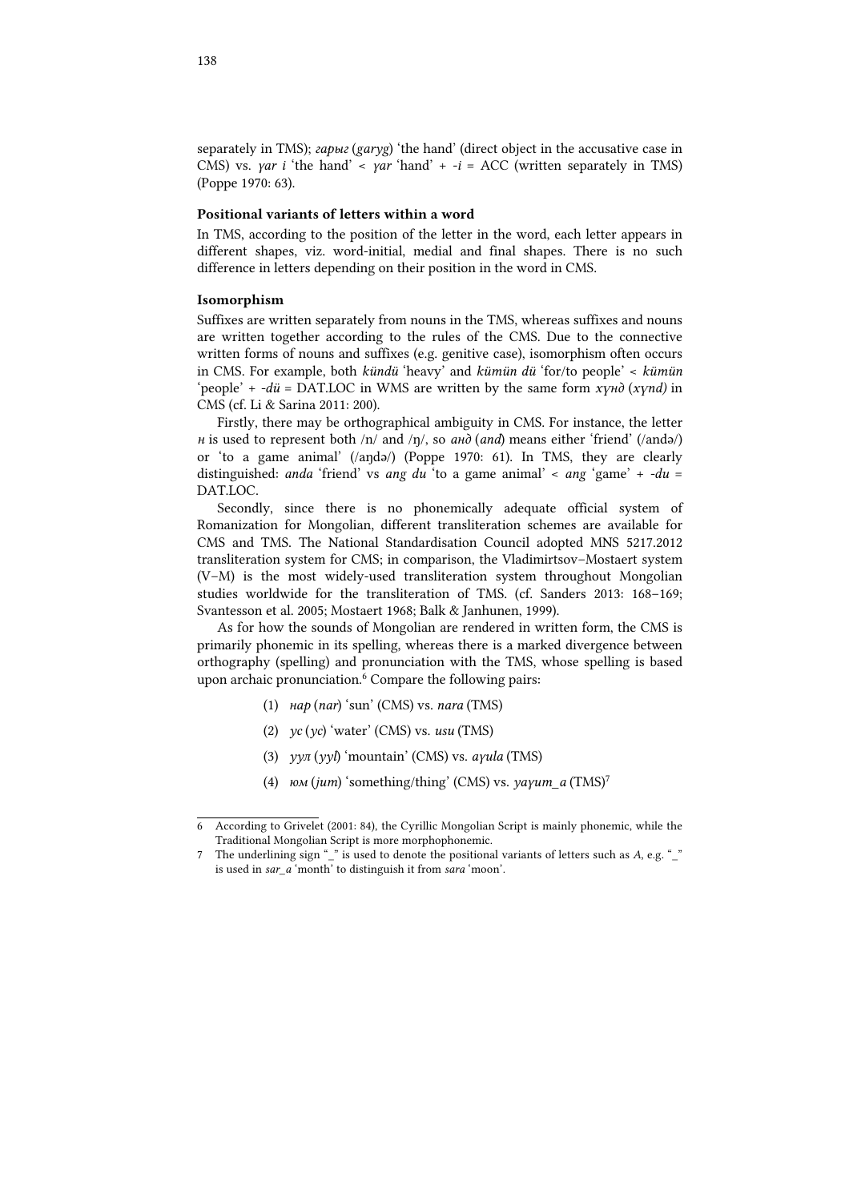separately in TMS); *гарыг* (*garyg*) 'the hand' (direct object in the accusative case in CMS) vs. *γar i* 'the hand' < *γar* 'hand' + *-i* = ACC (written separately in TMS) (Poppe 1970: 63).

### Positional variants of letters within a word

In TMS, according to the position of the letter in the word, each letter appears in different shapes, viz. word-initial, medial and final shapes. There is no such difference in letters depending on their position in the word in CMS.

### Isomorphism

Suffixes are written separately from nouns in the TMS, whereas suffixes and nouns are written together according to the rules of the CMS. Due to the connective written forms of nouns and suffixes (e.g. genitive case), isomorphism often occurs in CMS. For example, both *kündü* 'heavy' and *kümün dü* 'for/to people' < *kümün* 'people' + *-dü* = DAT.LOC in WMS are written by the same form *хүнд* (*xүnd)* in CMS (cf. Li & Sarina 2011: 200).

Firstly, there may be orthographical ambiguity in CMS. For instance, the letter *н* is used to represent both /n/ and /ŋ/, so *анд* (*and*) means either 'friend' (/andə/) or 'to a game animal' (/aŋdə/) (Poppe 1970: 61). In TMS, they are clearly distinguished: *anda* 'friend' vs *ang du* 'to a game animal' < *ang* 'game' + *-du* = DAT.LOC.

Secondly, since there is no phonemically adequate official system of Romanization for Mongolian, different transliteration schemes are available for CMS and TMS. The National Standardisation Council adopted MNS 5217.2012 transliteration system for CMS; in comparison, the Vladimirtsov–Mostaert system (V–M) is the most widely-used transliteration system throughout Mongolian studies worldwide for the transliteration of TMS. (cf. Sanders 2013: 168–169; Svantesson et al. 2005; Mostaert 1968; Balk & Janhunen, 1999).

As for how the sounds of Mongolian are rendered in written form, the CMS is primarily phonemic in its spelling, whereas there is a marked divergence between orthography (spelling) and pronunciation with the TMS, whose spelling is based upon archaic pronunciation.[6] Compare the following pairs:

(1) *нар* (*nar*) 'sun' (CMS) vs. *nara* (TMS)

(2) *ус* (*yc*) 'water' (CMS) vs. *usu* (TMS)

(3) *уул* (*yyl*) 'mountain' (CMS) vs. *aγula* (TMS)

(4) *юм* (*jum*) 'something/thing' (CMS) vs. *yaγum_a* (TMS)[7]

---

6 According to Grivelet (2001: 84), the Cyrillic Mongolian Script is mainly phonemic, while the Traditional Mongolian Script is more morphophonemic.

7 The underlining sign "_" is used to denote the positional variants of letters such as *A*, e.g. "_" is used in *sar_a* 'month' to distinguish it from *sara* 'moon'.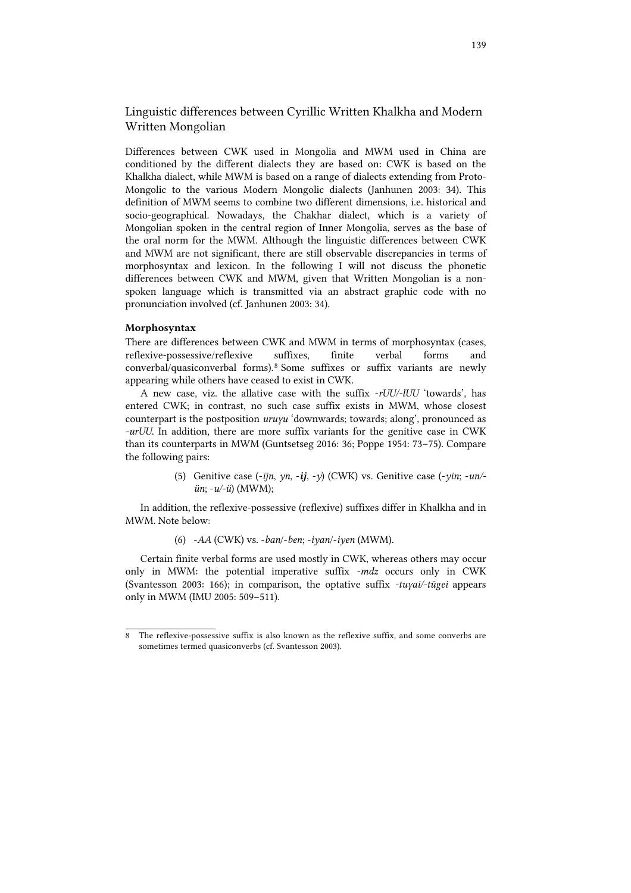## Linguistic differences between Cyrillic Written Khalkha and Modern Written Mongolian

Differences between CWK used in Mongolia and MWM used in China are conditioned by the different dialects they are based on: CWK is based on the Khalkha dialect, while MWM is based on a range of dialects extending from Proto-Mongolic to the various Modern Mongolic dialects (Janhunen 2003: 34). This definition of MWM seems to combine two different dimensions, i.e. historical and socio-geographical. Nowadays, the Chakhar dialect, which is a variety of Mongolian spoken in the central region of Inner Mongolia, serves as the base of the oral norm for the MWM. Although the linguistic differences between CWK and MWM are not significant, there are still observable discrepancies in terms of morphosyntax and lexicon. In the following I will not discuss the phonetic differences between CWK and MWM, given that Written Mongolian is a non-spoken language which is transmitted via an abstract graphic code with no pronunciation involved (cf. Janhunen 2003: 34).

### Morphosyntax

There are differences between CWK and MWM in terms of morphosyntax (cases, reflexive-possessive/reflexive suffixes, finite verbal forms and converbal/quasiconverbal forms).[8] Some suffixes or suffix variants are newly appearing while others have ceased to exist in CWK.

A new case, viz. the allative case with the suffix *-rUU/-lUU* 'towards', has entered CWK; in contrast, no such case suffix exists in MWM, whose closest counterpart is the postposition *uruγu* 'downwards; towards; along', pronounced as *-urUU*. In addition, there are more suffix variants for the genitive case in CWK than its counterparts in MWM (Guntsetseg 2016: 36; Poppe 1954: 73–75). Compare the following pairs:

> (5) Genitive case (*-ijn*, *yn*, ***-ij***, *-y*) (CWK) vs. Genitive case (*-yin*; *-un/-ün*; *-u/-ü*) (MWM);

In addition, the reflexive-possessive (reflexive) suffixes differ in Khalkha and in MWM. Note below:

> (6) *-AA* (CWK) vs. *-ban/-ben*; *-iyan/-iyen* (MWM).

Certain finite verbal forms are used mostly in CWK, whereas others may occur only in MWM: the potential imperative suffix *-mdz* occurs only in CWK (Svantesson 2003: 166); in comparison, the optative suffix *-tuγai/-tügei* appears only in MWM (IMU 2005: 509–511).

---

8 The reflexive-possessive suffix is also known as the reflexive suffix, and some converbs are sometimes termed quasiconverbs (cf. Svantesson 2003).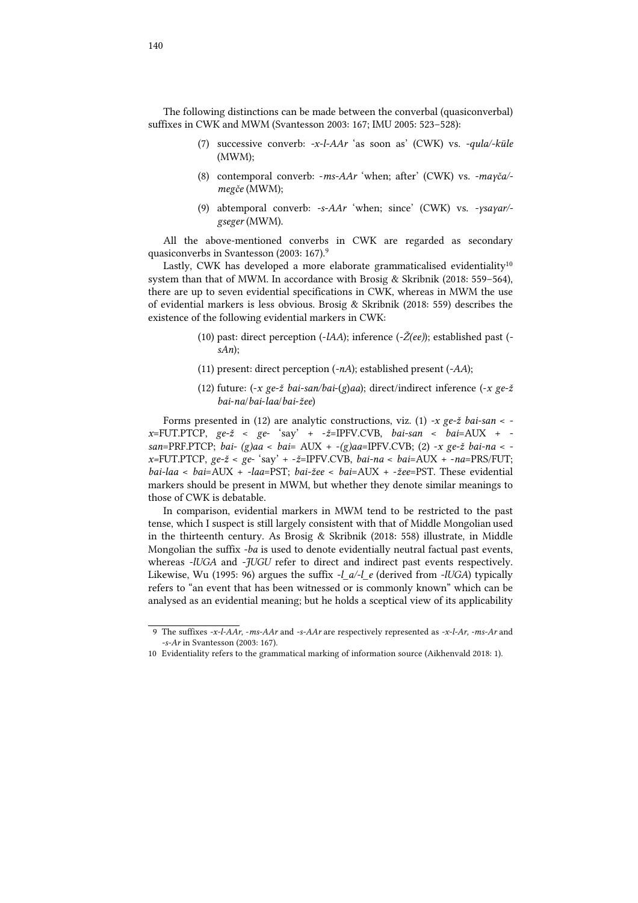The following distinctions can be made between the converbal (quasiconverbal) suffixes in CWK and MWM (Svantesson 2003: 167; IMU 2005: 523–528):

> (7) successive converb: *-x-l-AAr* 'as soon as' (CWK) vs. *-qula/-küle* (MWM);
>
> (8) contemporal converb: *-ms-AAr* 'when; after' (CWK) vs. *-maγča/-megče* (MWM);
>
> (9) abtemporal converb: *-s-AAr* 'when; since' (CWK) vs. *-γsaγar/-gseger* (MWM).

All the above-mentioned converbs in CWK are regarded as secondary quasiconverbs in Svantesson (2003: 167).[9]

Lastly, CWK has developed a more elaborate grammaticalised evidentiality[10] system than that of MWM. In accordance with Brosig & Skribnik (2018: 559–564), there are up to seven evidential specifications in CWK, whereas in MWM the use of evidential markers is less obvious. Brosig & Skribnik (2018: 559) describes the existence of the following evidential markers in CWK:

> (10) past: direct perception (*-lAA*); inference (*-Ž(ee)*); established past (*-sAn*);
>
> (11) present: direct perception (*-nA*); established present (*-AA*);
>
> (12) future: (*-x ge-ž bai-san/bai-(g)aa*); direct/indirect inference (*-x ge-ž bai-na/bai-laa/bai-žee*)

Forms presented in (12) are analytic constructions, viz. (1) *-x ge-ž bai-san* < *-x*=FUT.PTCP, *ge-ž* < *ge-* 'say' + *-ž*=IPFV.CVB, *bai-san* < *bai*=AUX + *-san*=PRF.PTCP; *bai- (g)aa* < *bai*= AUX + *-(g)aa*=IPFV.CVB; (2) *-x ge-ž bai-na* < *-x*=FUT.PTCP, *ge-ž* < *ge-* 'say' + *-ž*=IPFV.CVB, *bai-na* < *bai*=AUX + *-na*=PRS/FUT; *bai-laa* < *bai*=AUX + *-laa*=PST; *bai-žee* < *bai*=AUX + *-žee*=PST. These evidential markers should be present in MWM, but whether they denote similar meanings to those of CWK is debatable.

In comparison, evidential markers in MWM tend to be restricted to the past tense, which I suspect is still largely consistent with that of Middle Mongolian used in the thirteenth century. As Brosig & Skribnik (2018: 558) illustrate, in Middle Mongolian the suffix *-ba* is used to denote evidentially neutral factual past events, whereas *-lUGA* and *-ǰUGU* refer to direct and indirect past events respectively. Likewise, Wu (1995: 96) argues the suffix *-l_a/-l_e* (derived from *-lUGA*) typically refers to "an event that has been witnessed or is commonly known" which can be analysed as an evidential meaning; but he holds a sceptical view of its applicability

---

9 The suffixes *-x-l-AAr*, *-ms-AAr* and *-s-AAr* are respectively represented as *-x-l-Ar*, *-ms-Ar* and *-s-Ar* in Svantesson (2003: 167).

10 Evidentiality refers to the grammatical marking of information source (Aikhenvald 2018: 1).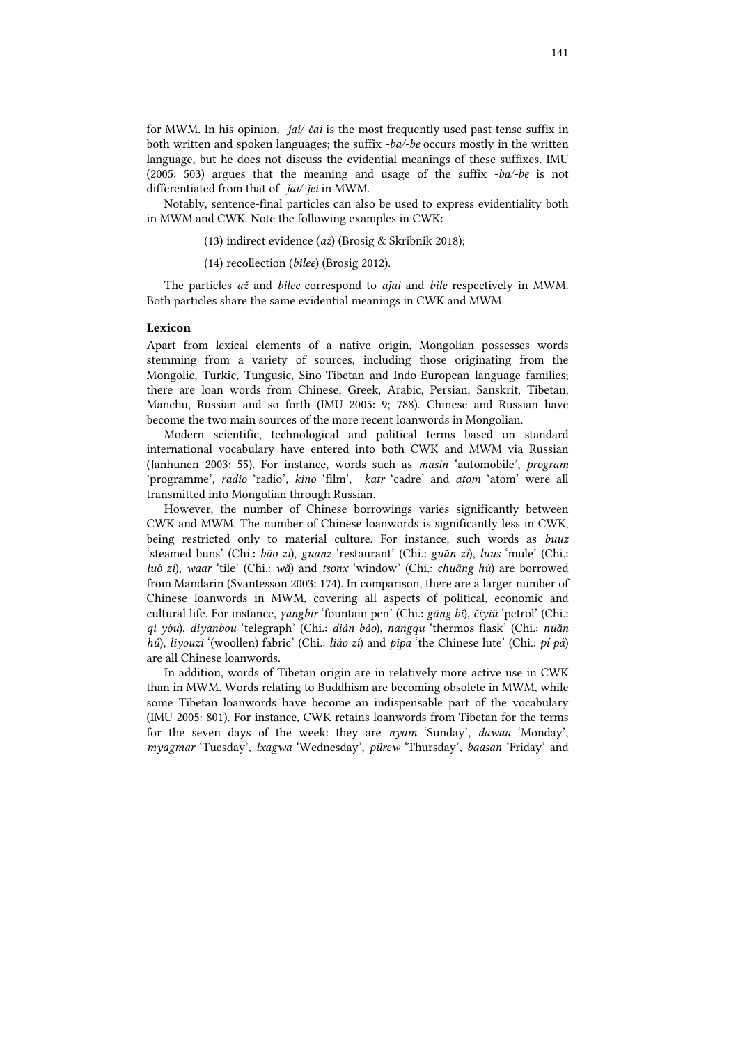for MWM. In his opinion, *-ǰai/-čai* is the most frequently used past tense suffix in both written and spoken languages; the suffix *-ba/-be* occurs mostly in the written language, but he does not discuss the evidential meanings of these suffixes. IMU (2005: 503) argues that the meaning and usage of the suffix *-ba/-be* is not differentiated from that of *-ǰai/-ǰei* in MWM.

Notably, sentence-final particles can also be used to express evidentiality both in MWM and CWK. Note the following examples in CWK:

(13) indirect evidence (*až*) (Brosig & Skribnik 2018);

(14) recollection (*bilee*) (Brosig 2012).

The particles *až* and *bilee* correspond to *ağai* and *bile* respectively in MWM. Both particles share the same evidential meanings in CWK and MWM.

**Lexicon**

Apart from lexical elements of a native origin, Mongolian possesses words stemming from a variety of sources, including those originating from the Mongolic, Turkic, Tungusic, Sino-Tibetan and Indo-European language families; there are loan words from Chinese, Greek, Arabic, Persian, Sanskrit, Tibetan, Manchu, Russian and so forth (IMU 2005: 9; 788). Chinese and Russian have become the two main sources of the more recent loanwords in Mongolian.

Modern scientific, technological and political terms based on standard international vocabulary have entered into both CWK and MWM via Russian (Janhunen 2003: 55). For instance, words such as *masin* 'automobile', *program* 'programme', *radio* 'radio', *kino* 'film', *katr* 'cadre' and *atom* 'atom' were all transmitted into Mongolian through Russian.

However, the number of Chinese borrowings varies significantly between CWK and MWM. The number of Chinese loanwords is significantly less in CWK, being restricted only to material culture. For instance, such words as *buuz* 'steamed buns' (Chi.: *bāo zi*), *guanz* 'restaurant' (Chi.: *guǎn zi*), *luus* 'mule' (Chi.: *luó zi*), *waar* 'tile' (Chi.: *wǎ*) and *tsonx* 'window' (Chi.: *chuāng hù*) are borrowed from Mandarin (Svantesson 2003: 174). In comparison, there are a larger number of Chinese loanwords in MWM, covering all aspects of political, economic and cultural life. For instance, *γangbir* 'fountain pen' (Chi.: *gāng bǐ*), *čiyiü* 'petrol' (Chi.: *qì yóu*), *diyanbou* 'telegraph' (Chi.: *diàn bào*), *nangqu* 'thermos flask' (Chi.: *nuǎn hú*), *liyouzi* '(woollen) fabric' (Chi.: *liào zi*) and *pipa* 'the Chinese lute' (Chi.: *pí pá*) are all Chinese loanwords.

In addition, words of Tibetan origin are in relatively more active use in CWK than in MWM. Words relating to Buddhism are becoming obsolete in MWM, while some Tibetan loanwords have become an indispensable part of the vocabulary (IMU 2005: 801). For instance, CWK retains loanwords from Tibetan for the terms for the seven days of the week: they are *nyam* 'Sunday', *dawaa* 'Monday', *myagmar* 'Tuesday', *lxagwa* 'Wednesday', *pürew* 'Thursday', *baasan* 'Friday' and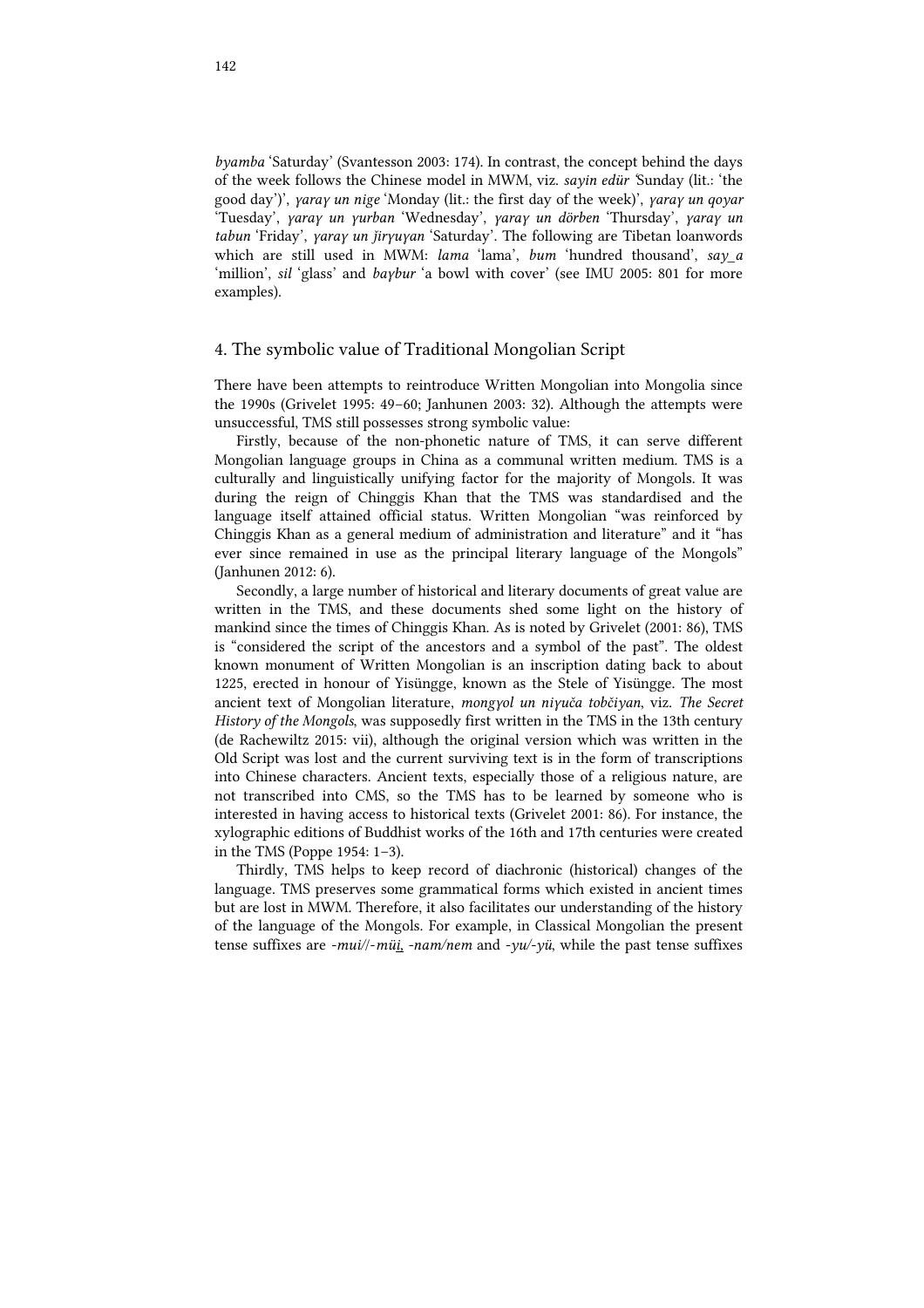*byamba* 'Saturday' (Svantesson 2003: 174). In contrast, the concept behind the days of the week follows the Chinese model in MWM, viz. *sayin edür* 'Sunday (lit.: 'the good day')', *γaraγ un nige* 'Monday (lit.: the first day of the week)', *γaraγ un qoyar* 'Tuesday', *γaraγ un γurban* 'Wednesday', *γaraγ un dörben* 'Thursday', *γaraγ un tabun* 'Friday', *γaraγ un ǰirγuγan* 'Saturday'. The following are Tibetan loanwords which are still used in MWM: *lama* 'lama', *bum* 'hundred thousand', *say_a* 'million', *sil* 'glass' and *baγbur* 'a bowl with cover' (see IMU 2005: 801 for more examples).

## 4. The symbolic value of Traditional Mongolian Script

There have been attempts to reintroduce Written Mongolian into Mongolia since the 1990s (Grivelet 1995: 49–60; Janhunen 2003: 32). Although the attempts were unsuccessful, TMS still possesses strong symbolic value:

Firstly, because of the non-phonetic nature of TMS, it can serve different Mongolian language groups in China as a communal written medium. TMS is a culturally and linguistically unifying factor for the majority of Mongols. It was during the reign of Chinggis Khan that the TMS was standardised and the language itself attained official status. Written Mongolian "was reinforced by Chinggis Khan as a general medium of administration and literature" and it "has ever since remained in use as the principal literary language of the Mongols" (Janhunen 2012: 6).

Secondly, a large number of historical and literary documents of great value are written in the TMS, and these documents shed some light on the history of mankind since the times of Chinggis Khan. As is noted by Grivelet (2001: 86), TMS is "considered the script of the ancestors and a symbol of the past". The oldest known monument of Written Mongolian is an inscription dating back to about 1225, erected in honour of Yisüngge, known as the Stele of Yisüngge. The most ancient text of Mongolian literature, *mongγol un niγuča tobčiyan*, viz. *The Secret History of the Mongols*, was supposedly first written in the TMS in the 13th century (de Rachewiltz 2015: vii), although the original version which was written in the Old Script was lost and the current surviving text is in the form of transcriptions into Chinese characters. Ancient texts, especially those of a religious nature, are not transcribed into CMS, so the TMS has to be learned by someone who is interested in having access to historical texts (Grivelet 2001: 86). For instance, the xylographic editions of Buddhist works of the 16th and 17th centuries were created in the TMS (Poppe 1954: 1–3).

Thirdly, TMS helps to keep record of diachronic (historical) changes of the language. TMS preserves some grammatical forms which existed in ancient times but are lost in MWM. Therefore, it also facilitates our understanding of the history of the language of the Mongols. For example, in Classical Mongolian the present tense suffixes are *-mui/-müi*, *-nam/nem* and *-yu/-yü*, while the past tense suffixes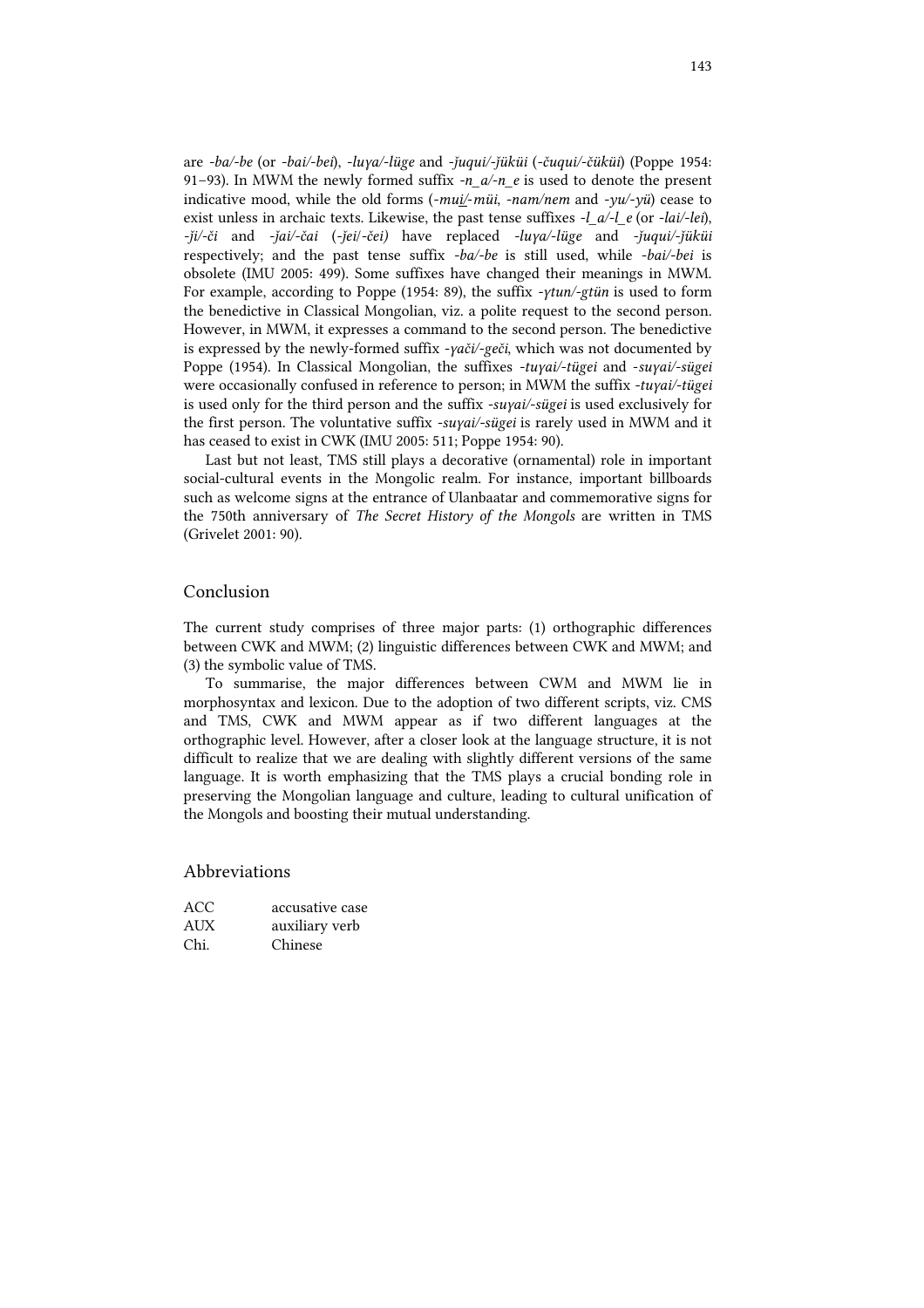are *-ba/-be* (or *-bai/-bei*), *-luγa/-lüge* and *-ǰuqui/-ǰüküi* (*-čuqui/-čüküi*) (Poppe 1954: 91–93). In MWM the newly formed suffix *-n_a/-n_e* is used to denote the present indicative mood, while the old forms (*-mui/-müi*, *-nam/nem* and *-yu/-yü*) cease to exist unless in archaic texts. Likewise, the past tense suffixes *-l_a/-l_e* (or *-lai/-lei*), *-ǰi/-či* and *-ǰai/-čai* (*-ǰei/-čei)* have replaced *-luγa/-lüge* and *-ǰuqui/-ǰüküi* respectively; and the past tense suffix *-ba/-be* is still used, while *-bai/-bei* is obsolete (IMU 2005: 499). Some suffixes have changed their meanings in MWM. For example, according to Poppe (1954: 89), the suffix *-γtun/-gtün* is used to form the benedictive in Classical Mongolian, viz. a polite request to the second person. However, in MWM, it expresses a command to the second person. The benedictive is expressed by the newly-formed suffix *-γači/-geči*, which was not documented by Poppe (1954). In Classical Mongolian, the suffixes *-tuγai/-tügei* and *-suγai/-sügei* were occasionally confused in reference to person; in MWM the suffix *-tuγai/-tügei* is used only for the third person and the suffix *-suγai/-sügei* is used exclusively for the first person. The voluntative suffix *-suγai/-sügei* is rarely used in MWM and it has ceased to exist in CWK (IMU 2005: 511; Poppe 1954: 90).

Last but not least, TMS still plays a decorative (ornamental) role in important social-cultural events in the Mongolic realm. For instance, important billboards such as welcome signs at the entrance of Ulanbaatar and commemorative signs for the 750th anniversary of *The Secret History of the Mongols* are written in TMS (Grivelet 2001: 90).

## Conclusion

The current study comprises of three major parts: (1) orthographic differences between CWK and MWM; (2) linguistic differences between CWK and MWM; and (3) the symbolic value of TMS.

To summarise, the major differences between CWM and MWM lie in morphosyntax and lexicon. Due to the adoption of two different scripts, viz. CMS and TMS, CWK and MWM appear as if two different languages at the orthographic level. However, after a closer look at the language structure, it is not difficult to realize that we are dealing with slightly different versions of the same language. It is worth emphasizing that the TMS plays a crucial bonding role in preserving the Mongolian language and culture, leading to cultural unification of the Mongols and boosting their mutual understanding.

## Abbreviations

| | |
|---|---|
| ACC | accusative case |
| AUX | auxiliary verb |
| Chi. | Chinese |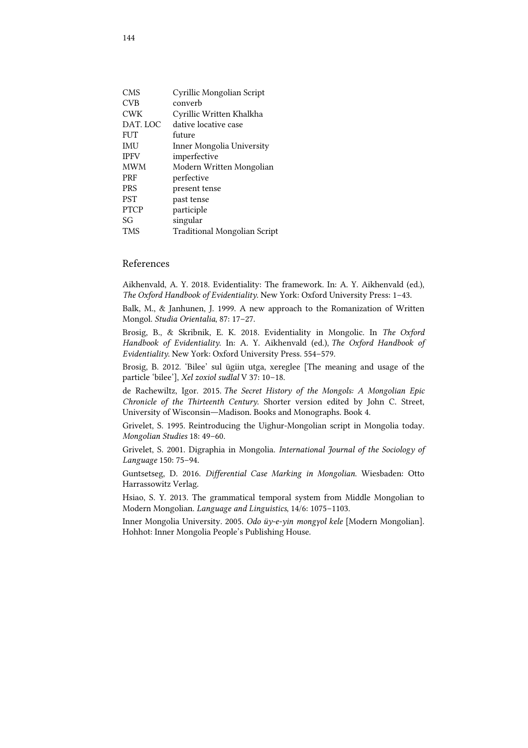| | |
|---|---|
| CMS | Cyrillic Mongolian Script |
| CVB | converb |
| CWK | Cyrillic Written Khalkha |
| DAT. LOC | dative locative case |
| FUT | future |
| IMU | Inner Mongolia University |
| IPFV | imperfective |
| MWM | Modern Written Mongolian |
| PRF | perfective |
| PRS | present tense |
| PST | past tense |
| PTCP | participle |
| SG | singular |
| TMS | Traditional Mongolian Script |

## References

Aikhenvald, A. Y. 2018. Evidentiality: The framework. In: A. Y. Aikhenvald (ed.), *The Oxford Handbook of Evidentiality*. New York: Oxford University Press: 1–43.

Balk, M., & Janhunen, J. 1999. A new approach to the Romanization of Written Mongol. *Studia Orientalia*, 87: 17–27.

Brosig, B., & Skribnik, E. K. 2018. Evidentiality in Mongolic. In *The Oxford Handbook of Evidentiality*. In: A. Y. Aikhenvald (ed.), *The Oxford Handbook of Evidentiality*. New York: Oxford University Press. 554–579.

Brosig, B. 2012. 'Bilee' sul ügiin utga, xereglee [The meaning and usage of the particle 'bilee'], *Xel zoxiol sudlal* V 37: 10–18.

de Rachewiltz, Igor. 2015. *The Secret History of the Mongols: A Mongolian Epic Chronicle of the Thirteenth Century*. Shorter version edited by John C. Street, University of Wisconsin—Madison. Books and Monographs. Book 4.

Grivelet, S. 1995. Reintroducing the Uighur-Mongolian script in Mongolia today. *Mongolian Studies* 18: 49–60.

Grivelet, S. 2001. Digraphia in Mongolia. *International Journal of the Sociology of Language* 150: 75–94.

Guntsetseg, D. 2016. *Differential Case Marking in Mongolian*. Wiesbaden: Otto Harrassowitz Verlag.

Hsiao, S. Y. 2013. The grammatical temporal system from Middle Mongolian to Modern Mongolian. *Language and Linguistics*, 14/6: 1075–1103.

Inner Mongolia University. 2005. *Odo üy-e-yin mongɣol kele* [Modern Mongolian]. Hohhot: Inner Mongolia People's Publishing House.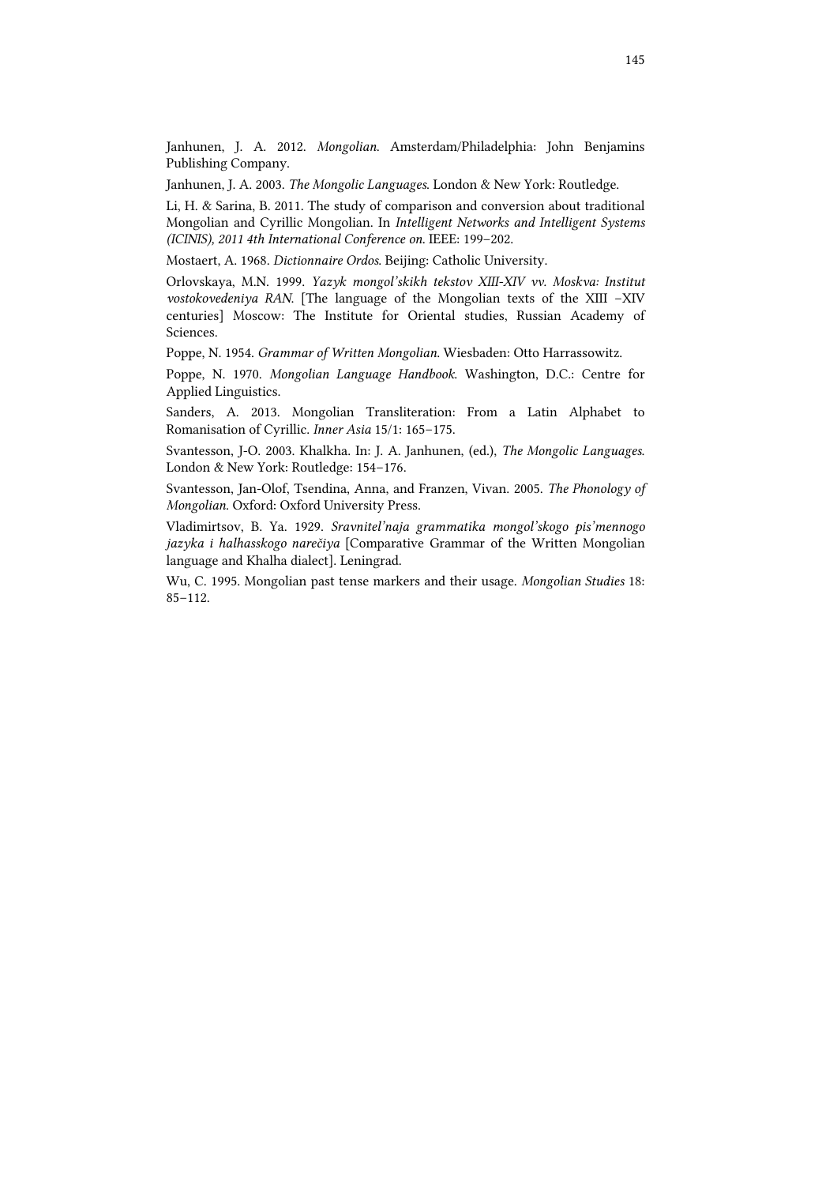Janhunen, J. A. 2012. *Mongolian.* Amsterdam/Philadelphia: John Benjamins Publishing Company.

Janhunen, J. A. 2003. *The Mongolic Languages.* London & New York: Routledge.

Li, H. & Sarina, B. 2011. The study of comparison and conversion about traditional Mongolian and Cyrillic Mongolian. In *Intelligent Networks and Intelligent Systems (ICINIS), 2011 4th International Conference on.* IEEE: 199–202.

Mostaert, A. 1968. *Dictionnaire Ordos.* Beijing: Catholic University.

Orlovskaya, M.N. 1999. *Yazyk mongol'skikh tekstov XIII-XIV vv. Moskva: Institut vostokovedeniya RAN.* [The language of the Mongolian texts of the XIII –XIV centuries] Moscow: The Institute for Oriental studies, Russian Academy of Sciences.

Poppe, N. 1954. *Grammar of Written Mongolian.* Wiesbaden: Otto Harrassowitz.

Poppe, N. 1970. *Mongolian Language Handbook.* Washington, D.C.: Centre for Applied Linguistics.

Sanders, A. 2013. Mongolian Transliteration: From a Latin Alphabet to Romanisation of Cyrillic. *Inner Asia* 15/1: 165–175.

Svantesson, J-O. 2003. Khalkha. In: J. A. Janhunen, (ed.), *The Mongolic Languages.* London & New York: Routledge: 154–176.

Svantesson, Jan-Olof, Tsendina, Anna, and Franzen, Vivan. 2005. *The Phonology of Mongolian.* Oxford: Oxford University Press.

Vladimirtsov, B. Ya. 1929. *Sravnitel'naja grammatika mongol'skogo pis'mennogo jazyka i halhasskogo narečiya* [Comparative Grammar of the Written Mongolian language and Khalha dialect]. Leningrad.

Wu, C. 1995. Mongolian past tense markers and their usage. *Mongolian Studies* 18: 85–112.